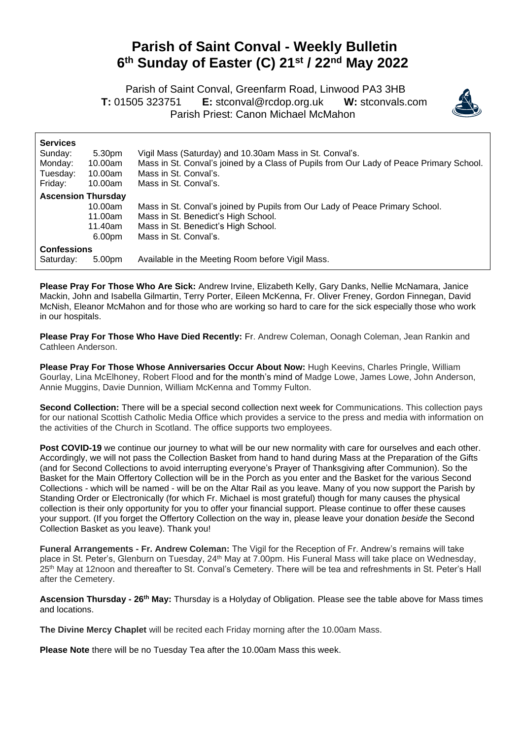# Parish of Saint Conval - Weekly Bulletin
# 6th Sunday of Easter (C) 21st / 22nd May 2022

Parish of Saint Conval, Greenfarm Road, Linwood PA3 3HB
**T:** 01505 323751 **E:** stconval@rcdop.org.uk **W:** stconvals.com
Parish Priest: Canon Michael McMahon

**Services**

| | | |
|---|---|---|
| Sunday: | 5.30pm | Vigil Mass (Saturday) and 10.30am Mass in St. Conval's. |
| Monday: | 10.00am | Mass in St. Conval's joined by a Class of Pupils from Our Lady of Peace Primary School. |
| Tuesday: | 10.00am | Mass in St. Conval's. |
| Friday: | 10.00am | Mass in St. Conval's. |
| **Ascension Thursday** | | |
| | 10.00am | Mass in St. Conval's joined by Pupils from Our Lady of Peace Primary School. |
| | 11.00am | Mass in St. Benedict's High School. |
| | 11.40am | Mass in St. Benedict's High School. |
| | 6.00pm | Mass in St. Conval's. |
| **Confessions** | | |
| Saturday: | 5.00pm | Available in the Meeting Room before Vigil Mass. |

**Please Pray For Those Who Are Sick:** Andrew Irvine, Elizabeth Kelly, Gary Danks, Nellie McNamara, Janice Mackin, John and Isabella Gilmartin, Terry Porter, Eileen McKenna, Fr. Oliver Freney, Gordon Finnegan, David McNish, Eleanor McMahon and for those who are working so hard to care for the sick especially those who work in our hospitals.

**Please Pray For Those Who Have Died Recently:** Fr. Andrew Coleman, Oonagh Coleman, Jean Rankin and Cathleen Anderson.

**Please Pray For Those Whose Anniversaries Occur About Now:** Hugh Keevins, Charles Pringle, William Gourlay, Lina McElhoney, Robert Flood and for the month's mind of Madge Lowe, James Lowe, John Anderson, Annie Muggins, Davie Dunnion, William McKenna and Tommy Fulton.

**Second Collection:** There will be a special second collection next week for Communications. This collection pays for our national Scottish Catholic Media Office which provides a service to the press and media with information on the activities of the Church in Scotland. The office supports two employees.

**Post COVID-19** we continue our journey to what will be our new normality with care for ourselves and each other. Accordingly, we will not pass the Collection Basket from hand to hand during Mass at the Preparation of the Gifts (and for Second Collections to avoid interrupting everyone's Prayer of Thanksgiving after Communion). So the Basket for the Main Offertory Collection will be in the Porch as you enter and the Basket for the various Second Collections - which will be named - will be on the Altar Rail as you leave. Many of you now support the Parish by Standing Order or Electronically (for which Fr. Michael is most grateful) though for many causes the physical collection is their only opportunity for you to offer your financial support. Please continue to offer these causes your support. (If you forget the Offertory Collection on the way in, please leave your donation *beside* the Second Collection Basket as you leave). Thank you!

**Funeral Arrangements - Fr. Andrew Coleman:** The Vigil for the Reception of Fr. Andrew's remains will take place in St. Peter's, Glenburn on Tuesday, 24th May at 7.00pm. His Funeral Mass will take place on Wednesday, 25th May at 12noon and thereafter to St. Conval's Cemetery. There will be tea and refreshments in St. Peter's Hall after the Cemetery.

**Ascension Thursday - 26th May:** Thursday is a Holyday of Obligation. Please see the table above for Mass times and locations.

**The Divine Mercy Chaplet** will be recited each Friday morning after the 10.00am Mass.

**Please Note** there will be no Tuesday Tea after the 10.00am Mass this week.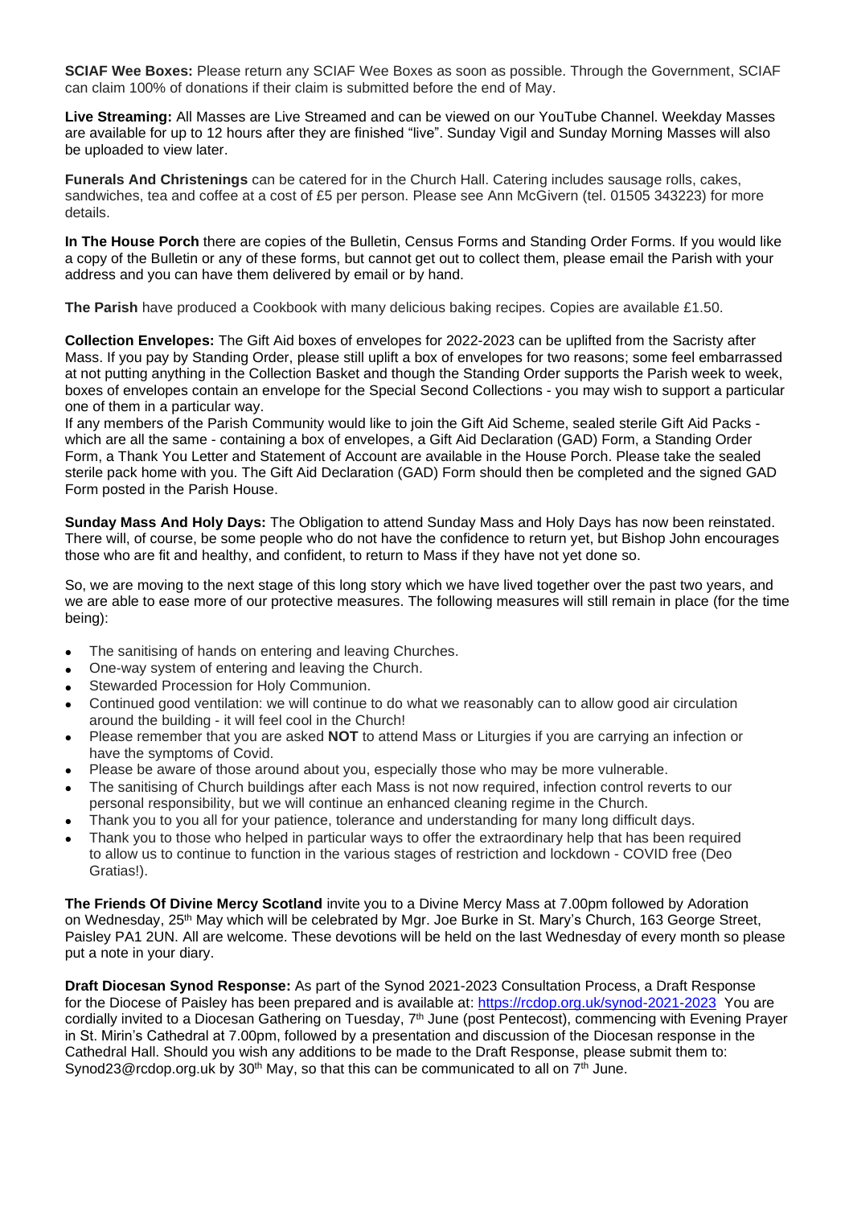**SCIAF Wee Boxes:** Please return any SCIAF Wee Boxes as soon as possible. Through the Government, SCIAF can claim 100% of donations if their claim is submitted before the end of May.

**Live Streaming:** All Masses are Live Streamed and can be viewed on our YouTube Channel. Weekday Masses are available for up to 12 hours after they are finished "live". Sunday Vigil and Sunday Morning Masses will also be uploaded to view later.

**Funerals And Christenings** can be catered for in the Church Hall. Catering includes sausage rolls, cakes, sandwiches, tea and coffee at a cost of £5 per person. Please see Ann McGivern (tel. 01505 343223) for more details.

**In The House Porch** there are copies of the Bulletin, Census Forms and Standing Order Forms. If you would like a copy of the Bulletin or any of these forms, but cannot get out to collect them, please email the Parish with your address and you can have them delivered by email or by hand.

**The Parish** have produced a Cookbook with many delicious baking recipes. Copies are available £1.50.

**Collection Envelopes:** The Gift Aid boxes of envelopes for 2022-2023 can be uplifted from the Sacristy after Mass. If you pay by Standing Order, please still uplift a box of envelopes for two reasons; some feel embarrassed at not putting anything in the Collection Basket and though the Standing Order supports the Parish week to week, boxes of envelopes contain an envelope for the Special Second Collections - you may wish to support a particular one of them in a particular way.
If any members of the Parish Community would like to join the Gift Aid Scheme, sealed sterile Gift Aid Packs - which are all the same - containing a box of envelopes, a Gift Aid Declaration (GAD) Form, a Standing Order Form, a Thank You Letter and Statement of Account are available in the House Porch. Please take the sealed sterile pack home with you. The Gift Aid Declaration (GAD) Form should then be completed and the signed GAD Form posted in the Parish House.

**Sunday Mass And Holy Days:** The Obligation to attend Sunday Mass and Holy Days has now been reinstated. There will, of course, be some people who do not have the confidence to return yet, but Bishop John encourages those who are fit and healthy, and confident, to return to Mass if they have not yet done so.

So, we are moving to the next stage of this long story which we have lived together over the past two years, and we are able to ease more of our protective measures. The following measures will still remain in place (for the time being):

- The sanitising of hands on entering and leaving Churches.
- One-way system of entering and leaving the Church.
- Stewarded Procession for Holy Communion.
- Continued good ventilation: we will continue to do what we reasonably can to allow good air circulation around the building - it will feel cool in the Church!
- Please remember that you are asked **NOT** to attend Mass or Liturgies if you are carrying an infection or have the symptoms of Covid.
- Please be aware of those around about you, especially those who may be more vulnerable.
- The sanitising of Church buildings after each Mass is not now required, infection control reverts to our personal responsibility, but we will continue an enhanced cleaning regime in the Church.
- Thank you to you all for your patience, tolerance and understanding for many long difficult days.
- Thank you to those who helped in particular ways to offer the extraordinary help that has been required to allow us to continue to function in the various stages of restriction and lockdown - COVID free (Deo Gratias!).

**The Friends Of Divine Mercy Scotland** invite you to a Divine Mercy Mass at 7.00pm followed by Adoration on Wednesday, 25th May which will be celebrated by Mgr. Joe Burke in St. Mary's Church, 163 George Street, Paisley PA1 2UN. All are welcome. These devotions will be held on the last Wednesday of every month so please put a note in your diary.

**Draft Diocesan Synod Response:** As part of the Synod 2021-2023 Consultation Process, a Draft Response for the Diocese of Paisley has been prepared and is available at: https://rcdop.org.uk/synod-2021-2023 You are cordially invited to a Diocesan Gathering on Tuesday, 7th June (post Pentecost), commencing with Evening Prayer in St. Mirin's Cathedral at 7.00pm, followed by a presentation and discussion of the Diocesan response in the Cathedral Hall. Should you wish any additions to be made to the Draft Response, please submit them to: Synod23@rcdop.org.uk by 30th May, so that this can be communicated to all on 7th June.